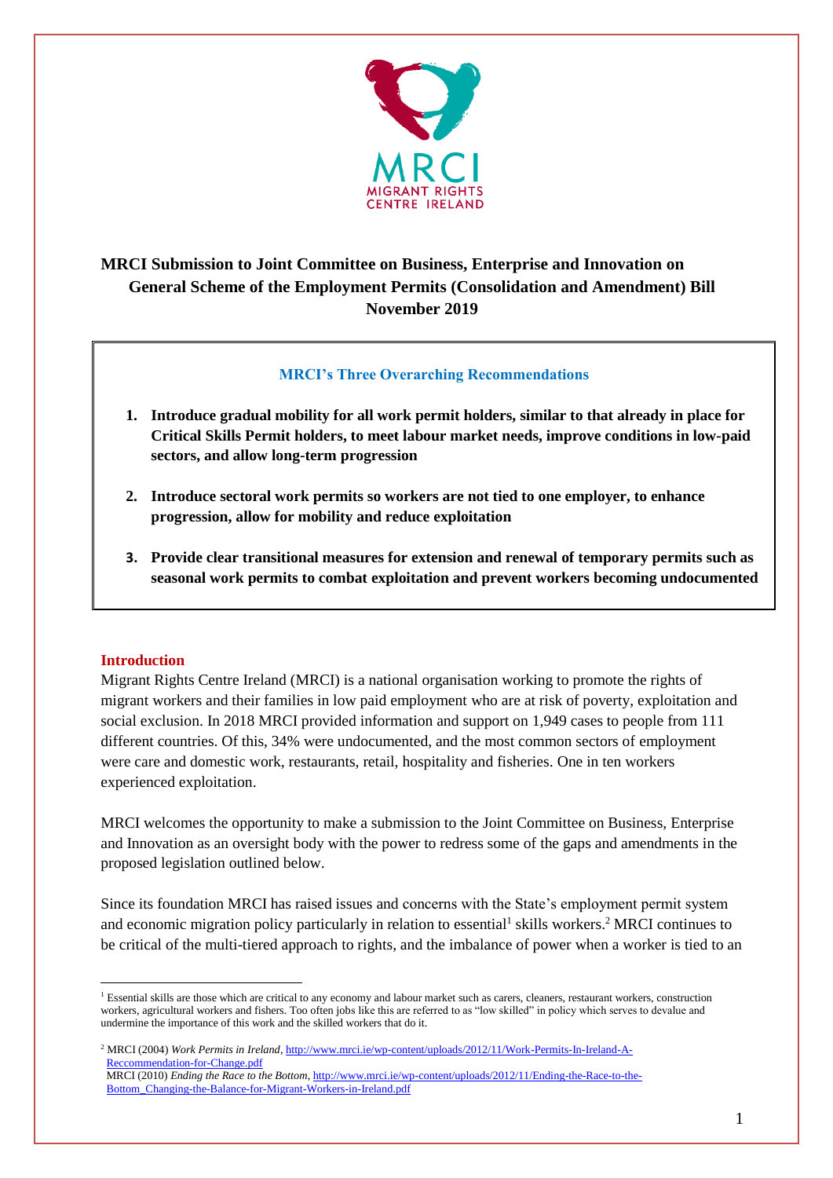# MRCI Submission to Joint Committee on Business, Enterprise and Innovation on General Scheme of the Employment Permits (Consolidation and Amendment) Bill November 2019

### MRCI's Three Overarching Recommendations

1. **Introduce gradual mobility for all work permit holders, similar to that already in place for Critical Skills Permit holders, to meet labour market needs, improve conditions in low-paid sectors, and allow long-term progression**

2. **Introduce sectoral work permits so workers are not tied to one employer, to enhance progression, allow for mobility and reduce exploitation**

3. **Provide clear transitional measures for extension and renewal of temporary permits such as seasonal work permits to combat exploitation and prevent workers becoming undocumented**

## Introduction

Migrant Rights Centre Ireland (MRCI) is a national organisation working to promote the rights of migrant workers and their families in low paid employment who are at risk of poverty, exploitation and social exclusion. In 2018 MRCI provided information and support on 1,949 cases to people from 111 different countries. Of this, 34% were undocumented, and the most common sectors of employment were care and domestic work, restaurants, retail, hospitality and fisheries. One in ten workers experienced exploitation.

MRCI welcomes the opportunity to make a submission to the Joint Committee on Business, Enterprise and Innovation as an oversight body with the power to redress some of the gaps and amendments in the proposed legislation outlined below.

Since its foundation MRCI has raised issues and concerns with the State's employment permit system and economic migration policy particularly in relation to essential[1] skills workers.[2] MRCI continues to be critical of the multi-tiered approach to rights, and the imbalance of power when a worker is tied to an

---

[1] Essential skills are those which are critical to any economy and labour market such as carers, cleaners, restaurant workers, construction workers, agricultural workers and fishers. Too often jobs like this are referred to as "low skilled" in policy which serves to devalue and undermine the importance of this work and the skilled workers that do it.

[2] MRCI (2004) *Work Permits in Ireland*, http://www.mrci.ie/wp-content/uploads/2012/11/Work-Permits-In-Ireland-A-Reccommendation-for-Change.pdf
MRCI (2010) *Ending the Race to the Bottom*, http://www.mrci.ie/wp-content/uploads/2012/11/Ending-the-Race-to-the-Bottom_Changing-the-Balance-for-Migrant-Workers-in-Ireland.pdf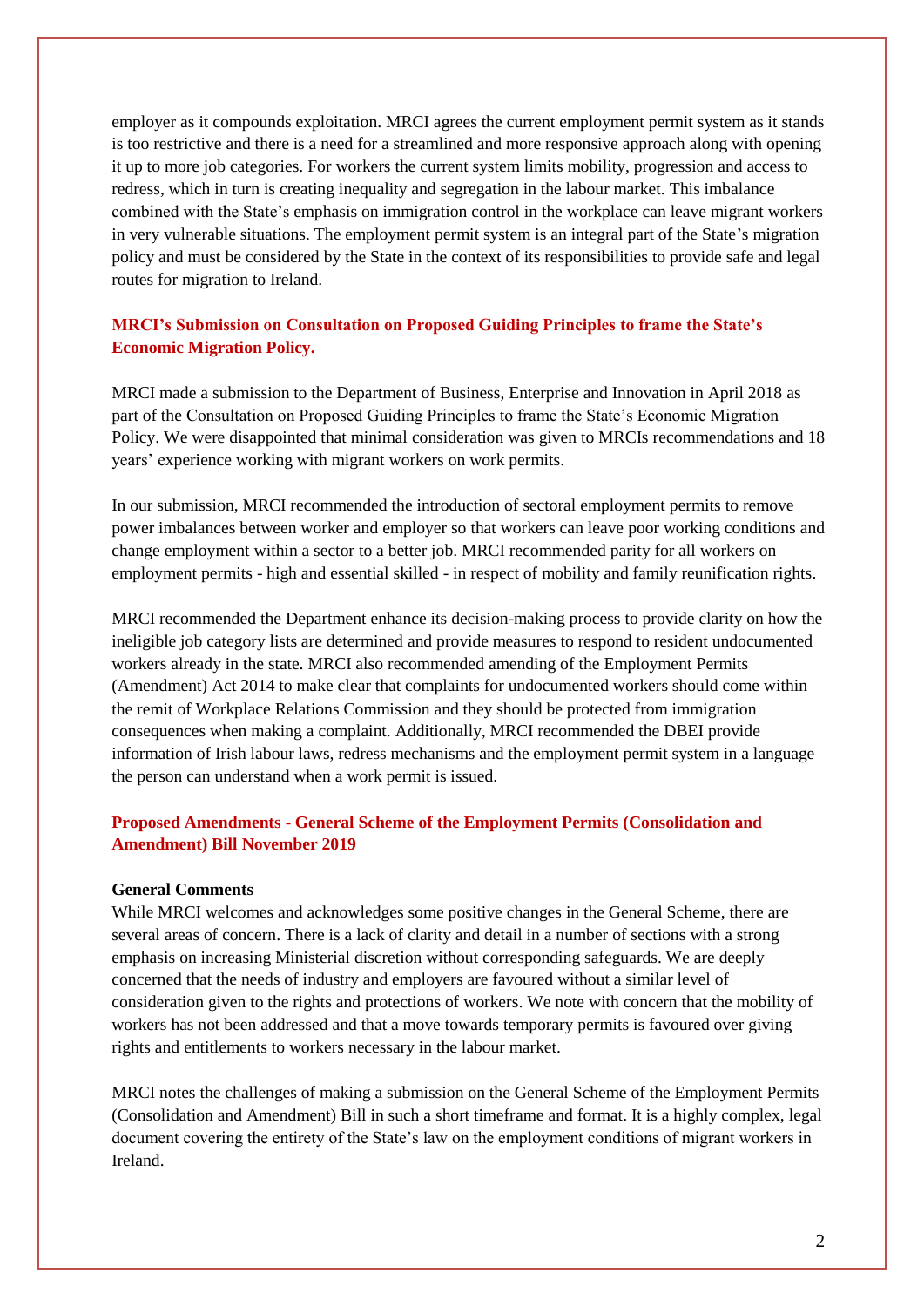employer as it compounds exploitation. MRCI agrees the current employment permit system as it stands is too restrictive and there is a need for a streamlined and more responsive approach along with opening it up to more job categories. For workers the current system limits mobility, progression and access to redress, which in turn is creating inequality and segregation in the labour market. This imbalance combined with the State's emphasis on immigration control in the workplace can leave migrant workers in very vulnerable situations. The employment permit system is an integral part of the State's migration policy and must be considered by the State in the context of its responsibilities to provide safe and legal routes for migration to Ireland.

## MRCI's Submission on Consultation on Proposed Guiding Principles to frame the State's Economic Migration Policy.

MRCI made a submission to the Department of Business, Enterprise and Innovation in April 2018 as part of the Consultation on Proposed Guiding Principles to frame the State's Economic Migration Policy. We were disappointed that minimal consideration was given to MRCIs recommendations and 18 years' experience working with migrant workers on work permits.

In our submission, MRCI recommended the introduction of sectoral employment permits to remove power imbalances between worker and employer so that workers can leave poor working conditions and change employment within a sector to a better job. MRCI recommended parity for all workers on employment permits - high and essential skilled - in respect of mobility and family reunification rights.

MRCI recommended the Department enhance its decision-making process to provide clarity on how the ineligible job category lists are determined and provide measures to respond to resident undocumented workers already in the state. MRCI also recommended amending of the Employment Permits (Amendment) Act 2014 to make clear that complaints for undocumented workers should come within the remit of Workplace Relations Commission and they should be protected from immigration consequences when making a complaint. Additionally, MRCI recommended the DBEI provide information of Irish labour laws, redress mechanisms and the employment permit system in a language the person can understand when a work permit is issued.

## Proposed Amendments - General Scheme of the Employment Permits (Consolidation and Amendment) Bill November 2019

### General Comments

While MRCI welcomes and acknowledges some positive changes in the General Scheme, there are several areas of concern. There is a lack of clarity and detail in a number of sections with a strong emphasis on increasing Ministerial discretion without corresponding safeguards. We are deeply concerned that the needs of industry and employers are favoured without a similar level of consideration given to the rights and protections of workers. We note with concern that the mobility of workers has not been addressed and that a move towards temporary permits is favoured over giving rights and entitlements to workers necessary in the labour market.

MRCI notes the challenges of making a submission on the General Scheme of the Employment Permits (Consolidation and Amendment) Bill in such a short timeframe and format. It is a highly complex, legal document covering the entirety of the State's law on the employment conditions of migrant workers in Ireland.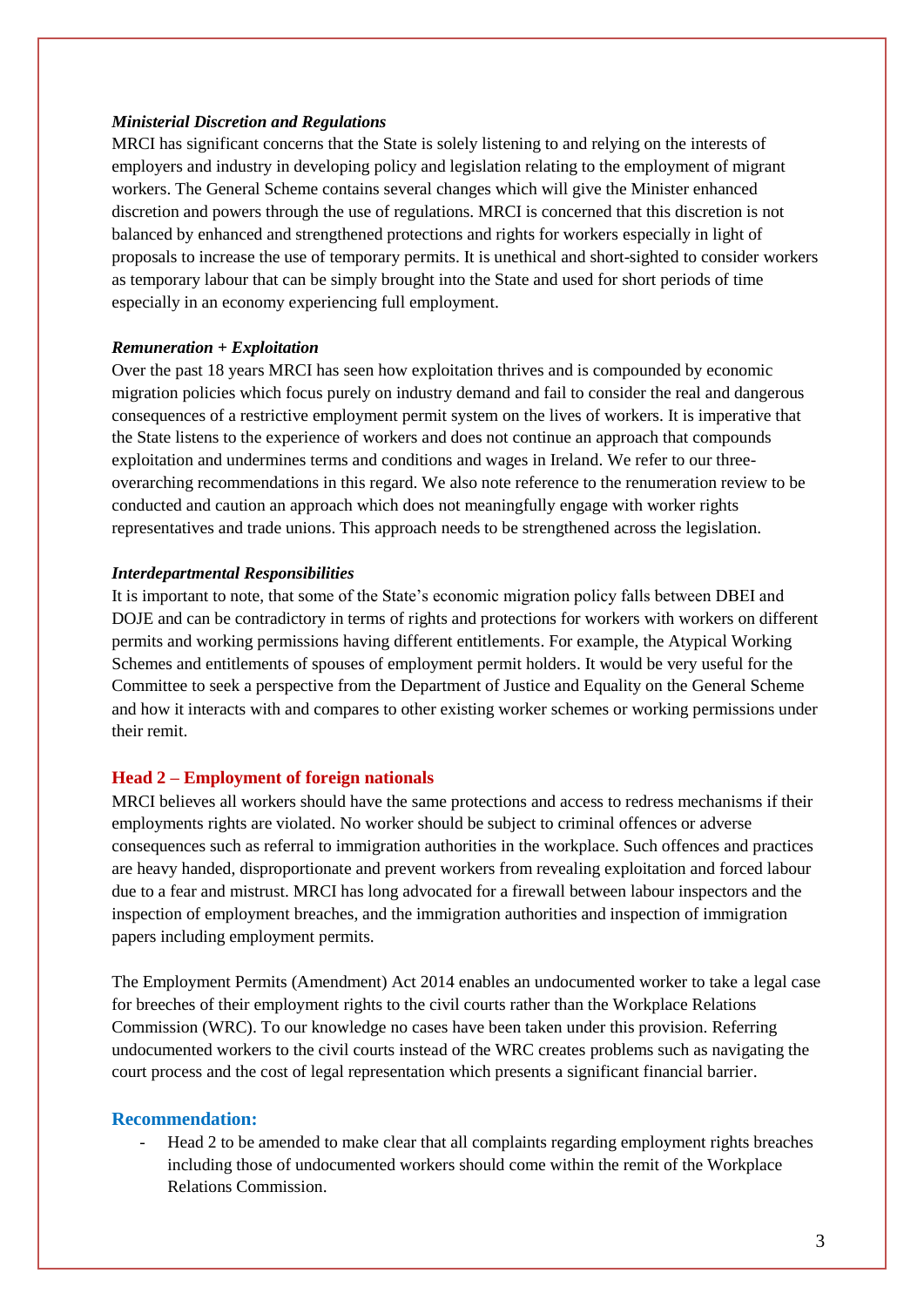***Ministerial Discretion and Regulations***

MRCI has significant concerns that the State is solely listening to and relying on the interests of employers and industry in developing policy and legislation relating to the employment of migrant workers. The General Scheme contains several changes which will give the Minister enhanced discretion and powers through the use of regulations. MRCI is concerned that this discretion is not balanced by enhanced and strengthened protections and rights for workers especially in light of proposals to increase the use of temporary permits. It is unethical and short-sighted to consider workers as temporary labour that can be simply brought into the State and used for short periods of time especially in an economy experiencing full employment.

***Remuneration + Exploitation***

Over the past 18 years MRCI has seen how exploitation thrives and is compounded by economic migration policies which focus purely on industry demand and fail to consider the real and dangerous consequences of a restrictive employment permit system on the lives of workers. It is imperative that the State listens to the experience of workers and does not continue an approach that compounds exploitation and undermines terms and conditions and wages in Ireland. We refer to our three-overarching recommendations in this regard. We also note reference to the renumeration review to be conducted and caution an approach which does not meaningfully engage with worker rights representatives and trade unions. This approach needs to be strengthened across the legislation.

***Interdepartmental Responsibilities***

It is important to note, that some of the State's economic migration policy falls between DBEI and DOJE and can be contradictory in terms of rights and protections for workers with workers on different permits and working permissions having different entitlements. For example, the Atypical Working Schemes and entitlements of spouses of employment permit holders. It would be very useful for the Committee to seek a perspective from the Department of Justice and Equality on the General Scheme and how it interacts with and compares to other existing worker schemes or working permissions under their remit.

## Head 2 – Employment of foreign nationals

MRCI believes all workers should have the same protections and access to redress mechanisms if their employments rights are violated. No worker should be subject to criminal offences or adverse consequences such as referral to immigration authorities in the workplace. Such offences and practices are heavy handed, disproportionate and prevent workers from revealing exploitation and forced labour due to a fear and mistrust. MRCI has long advocated for a firewall between labour inspectors and the inspection of employment breaches, and the immigration authorities and inspection of immigration papers including employment permits.

The Employment Permits (Amendment) Act 2014 enables an undocumented worker to take a legal case for breeches of their employment rights to the civil courts rather than the Workplace Relations Commission (WRC). To our knowledge no cases have been taken under this provision. Referring undocumented workers to the civil courts instead of the WRC creates problems such as navigating the court process and the cost of legal representation which presents a significant financial barrier.

### Recommendation:

- Head 2 to be amended to make clear that all complaints regarding employment rights breaches including those of undocumented workers should come within the remit of the Workplace Relations Commission.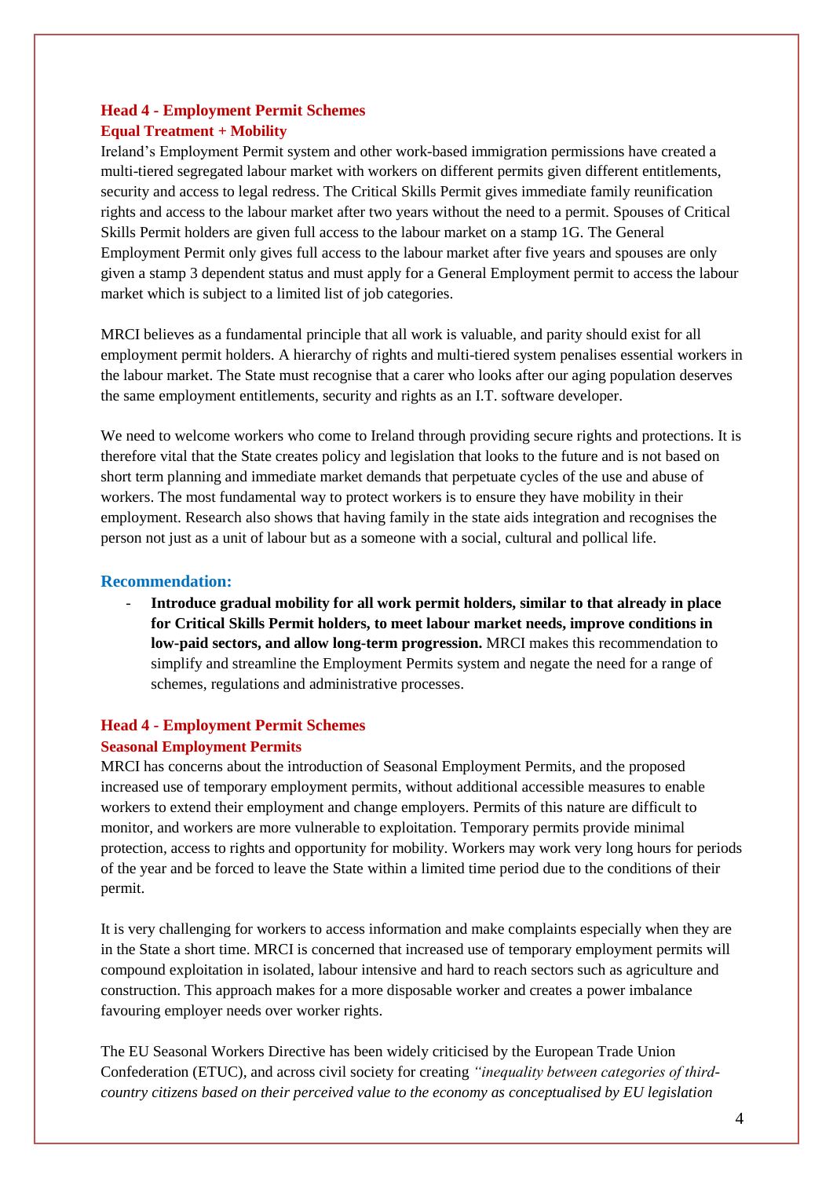## Head 4 - Employment Permit Schemes

### Equal Treatment + Mobility

Ireland's Employment Permit system and other work-based immigration permissions have created a multi-tiered segregated labour market with workers on different permits given different entitlements, security and access to legal redress. The Critical Skills Permit gives immediate family reunification rights and access to the labour market after two years without the need to a permit. Spouses of Critical Skills Permit holders are given full access to the labour market on a stamp 1G. The General Employment Permit only gives full access to the labour market after five years and spouses are only given a stamp 3 dependent status and must apply for a General Employment permit to access the labour market which is subject to a limited list of job categories.

MRCI believes as a fundamental principle that all work is valuable, and parity should exist for all employment permit holders. A hierarchy of rights and multi-tiered system penalises essential workers in the labour market. The State must recognise that a carer who looks after our aging population deserves the same employment entitlements, security and rights as an I.T. software developer.

We need to welcome workers who come to Ireland through providing secure rights and protections. It is therefore vital that the State creates policy and legislation that looks to the future and is not based on short term planning and immediate market demands that perpetuate cycles of the use and abuse of workers. The most fundamental way to protect workers is to ensure they have mobility in their employment. Research also shows that having family in the state aids integration and recognises the person not just as a unit of labour but as a someone with a social, cultural and pollical life.

### Recommendation:

- **Introduce gradual mobility for all work permit holders, similar to that already in place for Critical Skills Permit holders, to meet labour market needs, improve conditions in low-paid sectors, and allow long-term progression.** MRCI makes this recommendation to simplify and streamline the Employment Permits system and negate the need for a range of schemes, regulations and administrative processes.

## Head 4 - Employment Permit Schemes

### Seasonal Employment Permits

MRCI has concerns about the introduction of Seasonal Employment Permits, and the proposed increased use of temporary employment permits, without additional accessible measures to enable workers to extend their employment and change employers. Permits of this nature are difficult to monitor, and workers are more vulnerable to exploitation. Temporary permits provide minimal protection, access to rights and opportunity for mobility. Workers may work very long hours for periods of the year and be forced to leave the State within a limited time period due to the conditions of their permit.

It is very challenging for workers to access information and make complaints especially when they are in the State a short time. MRCI is concerned that increased use of temporary employment permits will compound exploitation in isolated, labour intensive and hard to reach sectors such as agriculture and construction. This approach makes for a more disposable worker and creates a power imbalance favouring employer needs over worker rights.

The EU Seasonal Workers Directive has been widely criticised by the European Trade Union Confederation (ETUC), and across civil society for creating *"inequality between categories of third-country citizens based on their perceived value to the economy as conceptualised by EU legislation*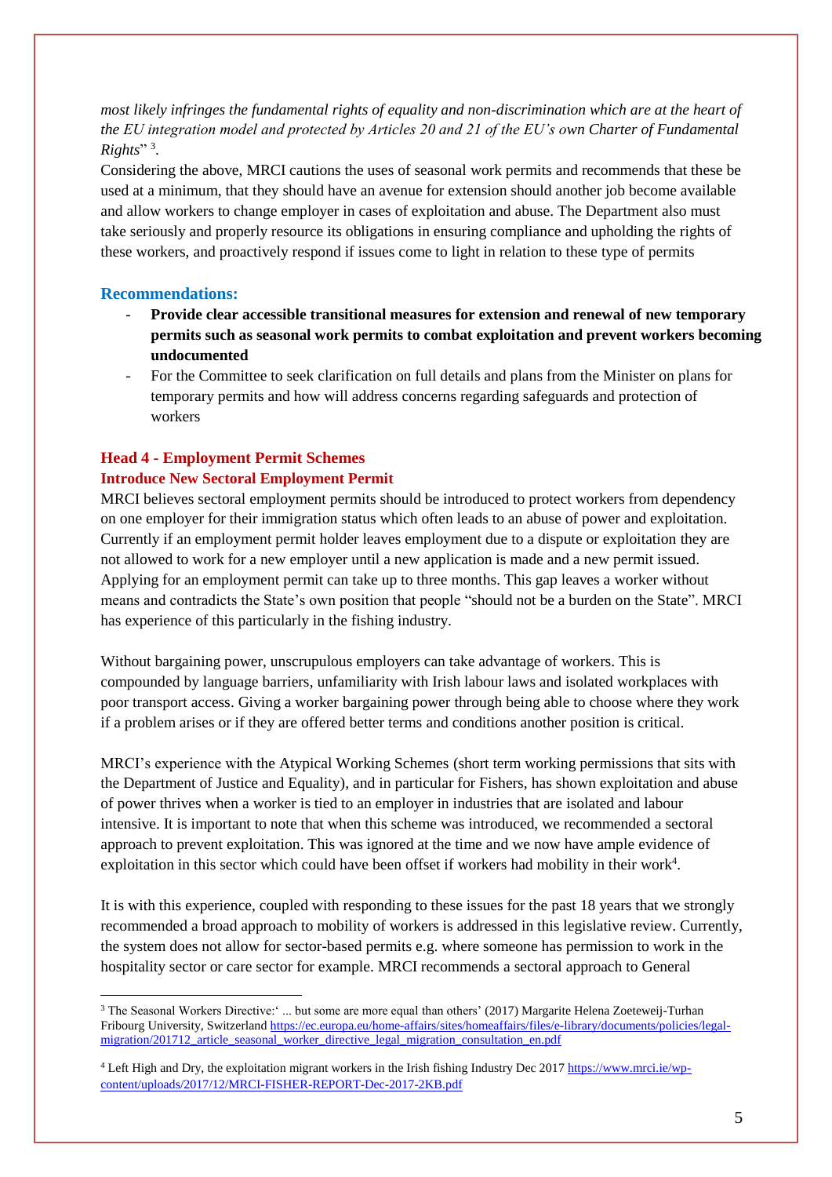*most likely infringes the fundamental rights of equality and non-discrimination which are at the heart of the EU integration model and protected by Articles 20 and 21 of the EU's own Charter of Fundamental Rights*" [3].

Considering the above, MRCI cautions the uses of seasonal work permits and recommends that these be used at a minimum, that they should have an avenue for extension should another job become available and allow workers to change employer in cases of exploitation and abuse. The Department also must take seriously and properly resource its obligations in ensuring compliance and upholding the rights of these workers, and proactively respond if issues come to light in relation to these type of permits

### Recommendations:

- **Provide clear accessible transitional measures for extension and renewal of new temporary permits such as seasonal work permits to combat exploitation and prevent workers becoming undocumented**
- For the Committee to seek clarification on full details and plans from the Minister on plans for temporary permits and how will address concerns regarding safeguards and protection of workers

## Head 4 - Employment Permit Schemes

### Introduce New Sectoral Employment Permit

MRCI believes sectoral employment permits should be introduced to protect workers from dependency on one employer for their immigration status which often leads to an abuse of power and exploitation. Currently if an employment permit holder leaves employment due to a dispute or exploitation they are not allowed to work for a new employer until a new application is made and a new permit issued. Applying for an employment permit can take up to three months. This gap leaves a worker without means and contradicts the State's own position that people "should not be a burden on the State". MRCI has experience of this particularly in the fishing industry.

Without bargaining power, unscrupulous employers can take advantage of workers. This is compounded by language barriers, unfamiliarity with Irish labour laws and isolated workplaces with poor transport access. Giving a worker bargaining power through being able to choose where they work if a problem arises or if they are offered better terms and conditions another position is critical.

MRCI's experience with the Atypical Working Schemes (short term working permissions that sits with the Department of Justice and Equality), and in particular for Fishers, has shown exploitation and abuse of power thrives when a worker is tied to an employer in industries that are isolated and labour intensive. It is important to note that when this scheme was introduced, we recommended a sectoral approach to prevent exploitation. This was ignored at the time and we now have ample evidence of exploitation in this sector which could have been offset if workers had mobility in their work[4].

It is with this experience, coupled with responding to these issues for the past 18 years that we strongly recommended a broad approach to mobility of workers is addressed in this legislative review. Currently, the system does not allow for sector-based permits e.g. where someone has permission to work in the hospitality sector or care sector for example. MRCI recommends a sectoral approach to General

---

[3] The Seasonal Workers Directive:' ... but some are more equal than others' (2017) Margarite Helena Zoeteweij-Turhan Fribourg University, Switzerland https://ec.europa.eu/home-affairs/sites/homeaffairs/files/e-library/documents/policies/legal-migration/201712_article_seasonal_worker_directive_legal_migration_consultation_en.pdf

[4] Left High and Dry, the exploitation migrant workers in the Irish fishing Industry Dec 2017 https://www.mrci.ie/wp-content/uploads/2017/12/MRCI-FISHER-REPORT-Dec-2017-2KB.pdf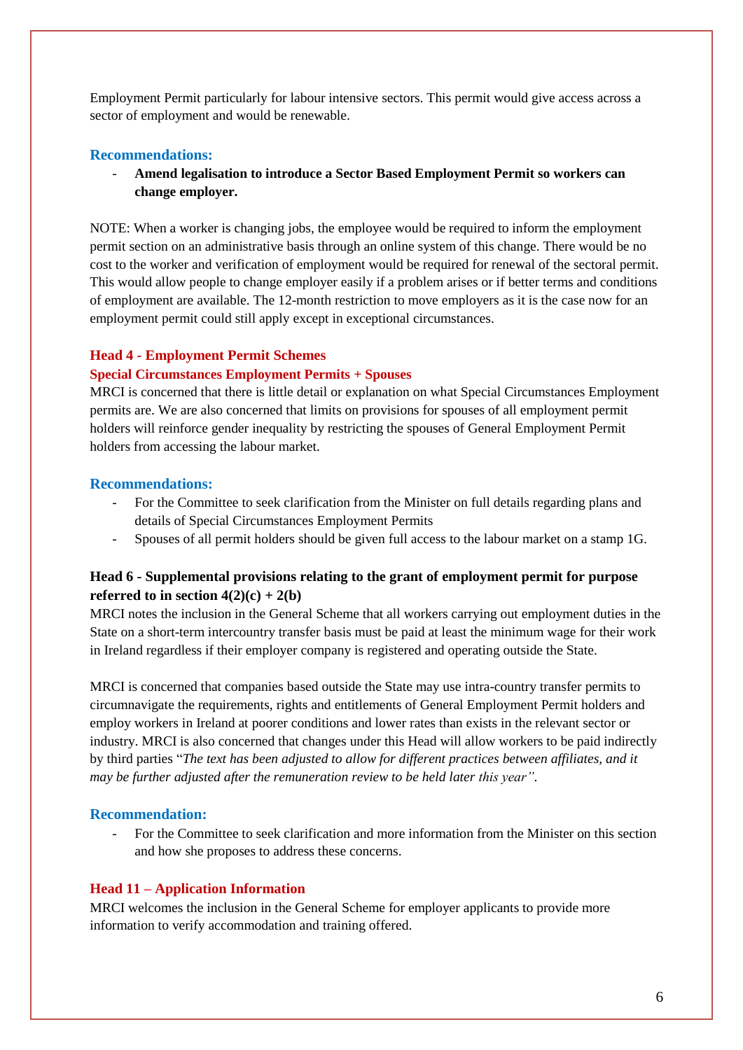Employment Permit particularly for labour intensive sectors. This permit would give access across a sector of employment and would be renewable.

### Recommendations:

- **Amend legalisation to introduce a Sector Based Employment Permit so workers can change employer.**

NOTE: When a worker is changing jobs, the employee would be required to inform the employment permit section on an administrative basis through an online system of this change. There would be no cost to the worker and verification of employment would be required for renewal of the sectoral permit. This would allow people to change employer easily if a problem arises or if better terms and conditions of employment are available. The 12-month restriction to move employers as it is the case now for an employment permit could still apply except in exceptional circumstances.

## Head 4 - Employment Permit Schemes

### Special Circumstances Employment Permits + Spouses

MRCI is concerned that there is little detail or explanation on what Special Circumstances Employment permits are. We are also concerned that limits on provisions for spouses of all employment permit holders will reinforce gender inequality by restricting the spouses of General Employment Permit holders from accessing the labour market.

### Recommendations:

- For the Committee to seek clarification from the Minister on full details regarding plans and details of Special Circumstances Employment Permits
- Spouses of all permit holders should be given full access to the labour market on a stamp 1G.

## Head 6 - Supplemental provisions relating to the grant of employment permit for purpose referred to in section 4(2)(c) + 2(b)

MRCI notes the inclusion in the General Scheme that all workers carrying out employment duties in the State on a short-term intercountry transfer basis must be paid at least the minimum wage for their work in Ireland regardless if their employer company is registered and operating outside the State.

MRCI is concerned that companies based outside the State may use intra-country transfer permits to circumnavigate the requirements, rights and entitlements of General Employment Permit holders and employ workers in Ireland at poorer conditions and lower rates than exists in the relevant sector or industry. MRCI is also concerned that changes under this Head will allow workers to be paid indirectly by third parties "*The text has been adjusted to allow for different practices between affiliates, and it may be further adjusted after the remuneration review to be held later this year*".

### Recommendation:

- For the Committee to seek clarification and more information from the Minister on this section and how she proposes to address these concerns.

## Head 11 – Application Information

MRCI welcomes the inclusion in the General Scheme for employer applicants to provide more information to verify accommodation and training offered.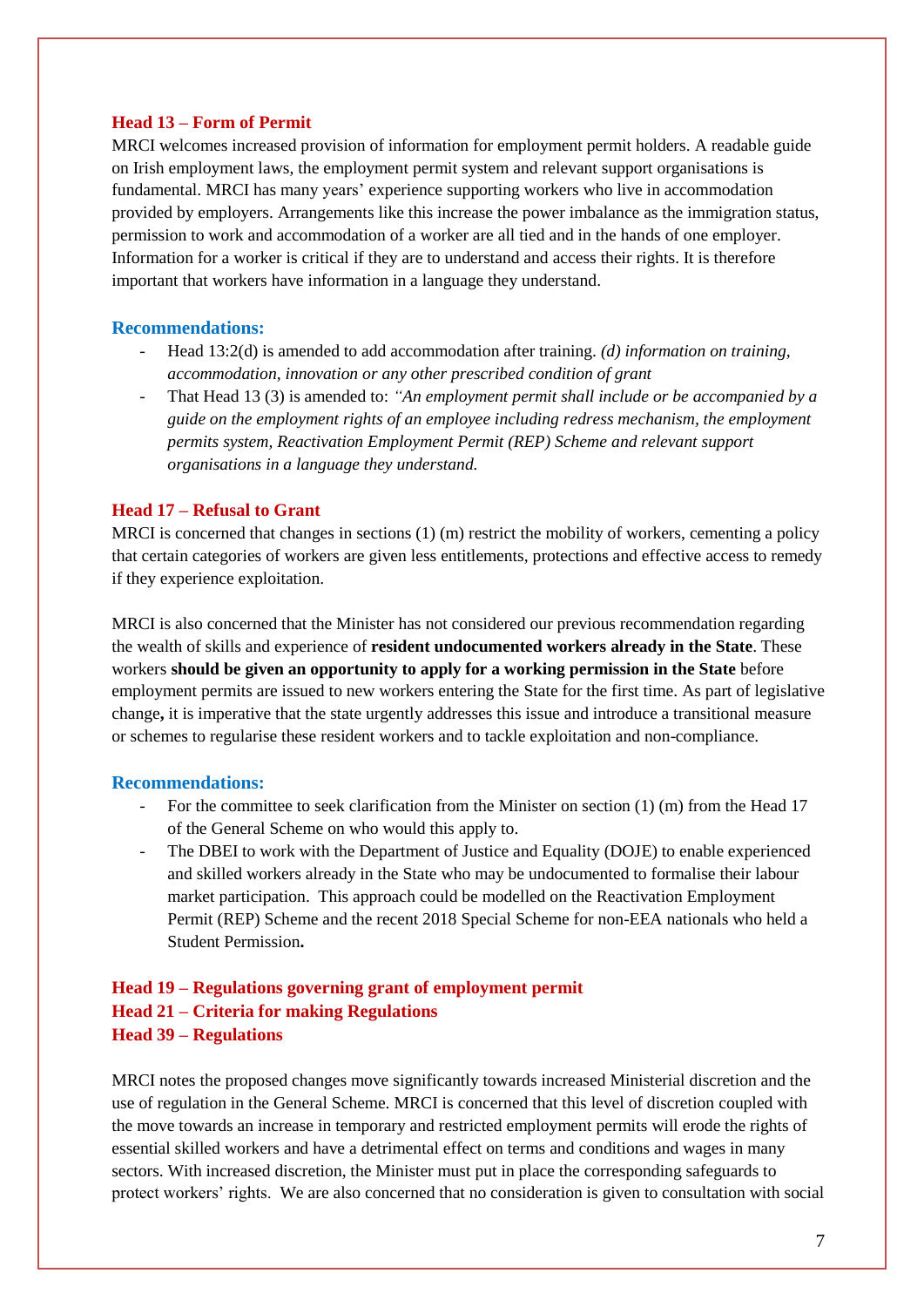### Head 13 – Form of Permit

MRCI welcomes increased provision of information for employment permit holders. A readable guide on Irish employment laws, the employment permit system and relevant support organisations is fundamental. MRCI has many years' experience supporting workers who live in accommodation provided by employers. Arrangements like this increase the power imbalance as the immigration status, permission to work and accommodation of a worker are all tied and in the hands of one employer. Information for a worker is critical if they are to understand and access their rights. It is therefore important that workers have information in a language they understand.

#### Recommendations:

- Head 13:2(d) is amended to add accommodation after training. *(d) information on training, accommodation, innovation or any other prescribed condition of grant*
- That Head 13 (3) is amended to: *"An employment permit shall include or be accompanied by a guide on the employment rights of an employee including redress mechanism, the employment permits system, Reactivation Employment Permit (REP) Scheme and relevant support organisations in a language they understand.*

### Head 17 – Refusal to Grant

MRCI is concerned that changes in sections (1) (m) restrict the mobility of workers, cementing a policy that certain categories of workers are given less entitlements, protections and effective access to remedy if they experience exploitation.

MRCI is also concerned that the Minister has not considered our previous recommendation regarding the wealth of skills and experience of **resident undocumented workers already in the State**. These workers **should be given an opportunity to apply for a working permission in the State** before employment permits are issued to new workers entering the State for the first time. As part of legislative change**,** it is imperative that the state urgently addresses this issue and introduce a transitional measure or schemes to regularise these resident workers and to tackle exploitation and non-compliance.

#### Recommendations:

- For the committee to seek clarification from the Minister on section (1) (m) from the Head 17 of the General Scheme on who would this apply to.
- The DBEI to work with the Department of Justice and Equality (DOJE) to enable experienced and skilled workers already in the State who may be undocumented to formalise their labour market participation. This approach could be modelled on the Reactivation Employment Permit (REP) Scheme and the recent 2018 Special Scheme for non-EEA nationals who held a Student Permission**.**

### Head 19 – Regulations governing grant of employment permit
### Head 21 – Criteria for making Regulations
### Head 39 – Regulations

MRCI notes the proposed changes move significantly towards increased Ministerial discretion and the use of regulation in the General Scheme. MRCI is concerned that this level of discretion coupled with the move towards an increase in temporary and restricted employment permits will erode the rights of essential skilled workers and have a detrimental effect on terms and conditions and wages in many sectors. With increased discretion, the Minister must put in place the corresponding safeguards to protect workers' rights. We are also concerned that no consideration is given to consultation with social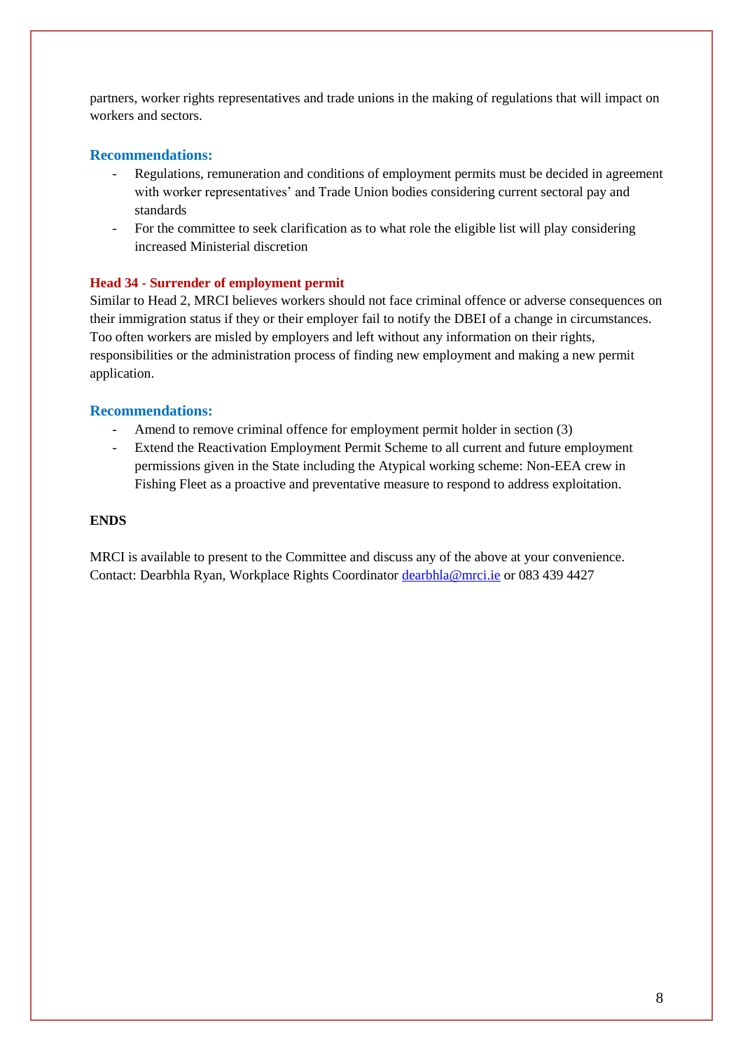partners, worker rights representatives and trade unions in the making of regulations that will impact on workers and sectors.

### Recommendations:

- Regulations, remuneration and conditions of employment permits must be decided in agreement with worker representatives' and Trade Union bodies considering current sectoral pay and standards
- For the committee to seek clarification as to what role the eligible list will play considering increased Ministerial discretion

#### Head 34 - Surrender of employment permit

Similar to Head 2, MRCI believes workers should not face criminal offence or adverse consequences on their immigration status if they or their employer fail to notify the DBEI of a change in circumstances. Too often workers are misled by employers and left without any information on their rights, responsibilities or the administration process of finding new employment and making a new permit application.

### Recommendations:

- Amend to remove criminal offence for employment permit holder in section (3)
- Extend the Reactivation Employment Permit Scheme to all current and future employment permissions given in the State including the Atypical working scheme: Non-EEA crew in Fishing Fleet as a proactive and preventative measure to respond to address exploitation.

**ENDS**

MRCI is available to present to the Committee and discuss any of the above at your convenience. Contact: Dearbhla Ryan, Workplace Rights Coordinator [dearbhla@mrci.ie](mailto:dearbhla@mrci.ie) or 083 439 4427